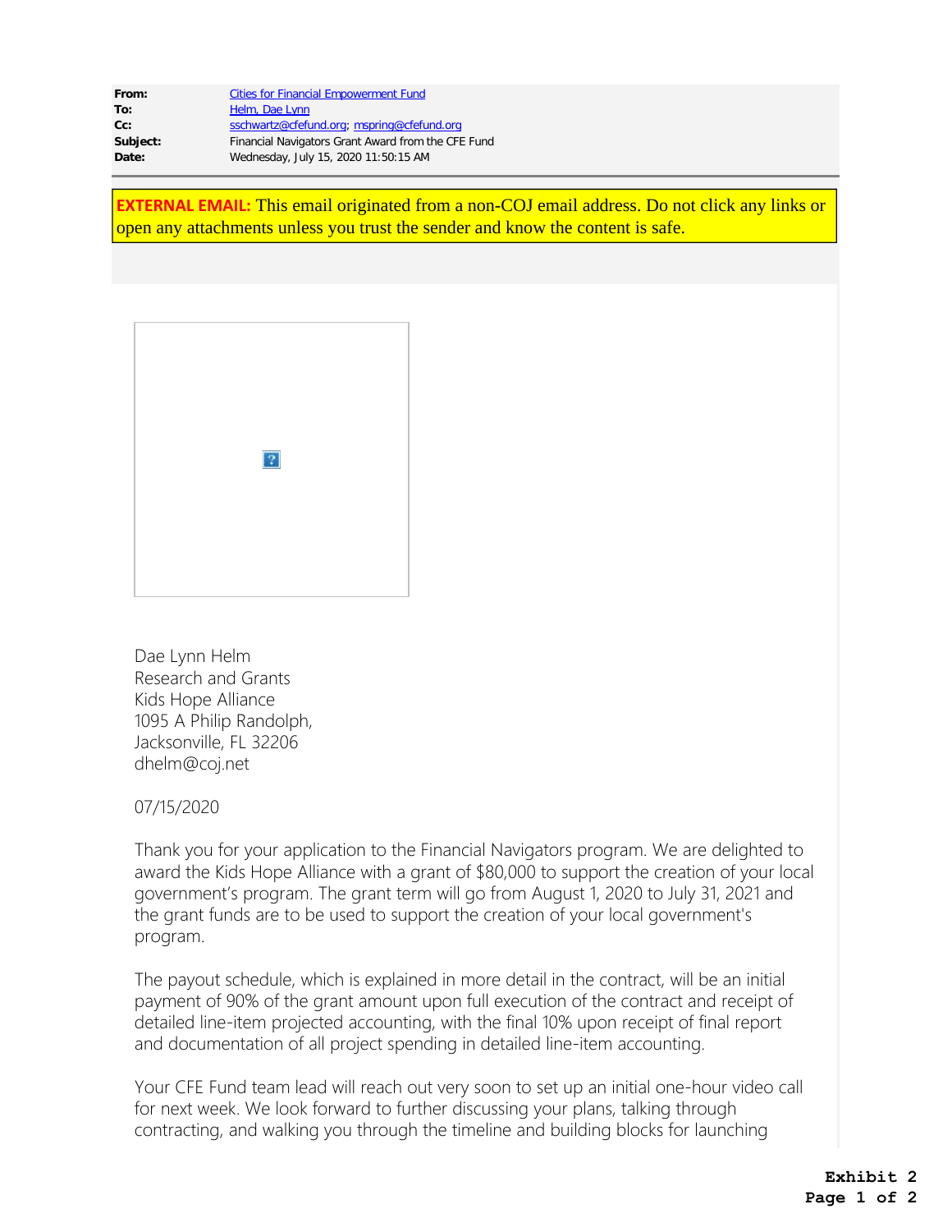| | |
|---|---|
| **From:** | Cities for Financial Empowerment Fund |
| **To:** | Helm, Dae Lynn |
| **Cc:** | sschwartz@cfefund.org; mspring@cfefund.org |
| **Subject:** | Financial Navigators Grant Award from the CFE Fund |
| **Date:** | Wednesday, July 15, 2020 11:50:15 AM |

**EXTERNAL EMAIL:** This email originated from a non-COJ email address. Do not click any links or open any attachments unless you trust the sender and know the content is safe.

Dae Lynn Helm
Research and Grants
Kids Hope Alliance
1095 A Philip Randolph,
Jacksonville, FL 32206
dhelm@coj.net

07/15/2020

Thank you for your application to the Financial Navigators program. We are delighted to award the Kids Hope Alliance with a grant of $80,000 to support the creation of your local government's program. The grant term will go from August 1, 2020 to July 31, 2021 and the grant funds are to be used to support the creation of your local government's program.

The payout schedule, which is explained in more detail in the contract, will be an initial payment of 90% of the grant amount upon full execution of the contract and receipt of detailed line-item projected accounting, with the final 10% upon receipt of final report and documentation of all project spending in detailed line-item accounting.

Your CFE Fund team lead will reach out very soon to set up an initial one-hour video call for next week. We look forward to further discussing your plans, talking through contracting, and walking you through the timeline and building blocks for launching

Exhibit 2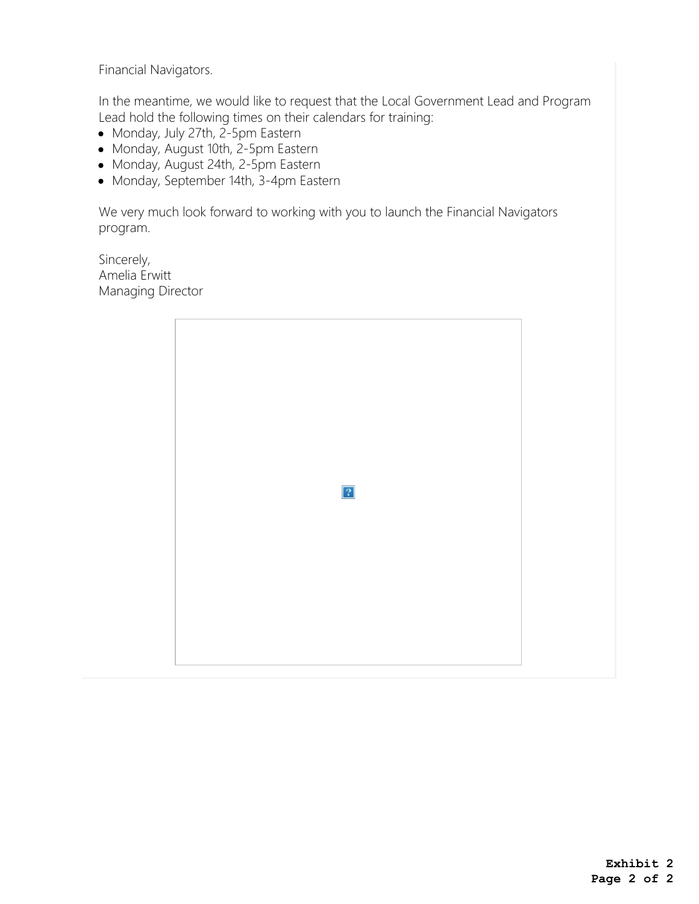Financial Navigators.

In the meantime, we would like to request that the Local Government Lead and Program Lead hold the following times on their calendars for training:

- Monday, July 27th, 2-5pm Eastern
- Monday, August 10th, 2-5pm Eastern
- Monday, August 24th, 2-5pm Eastern
- Monday, September 14th, 3-4pm Eastern

We very much look forward to working with you to launch the Financial Navigators program.

Sincerely,
Amelia Erwitt
Managing Director

**Exhibit 2**